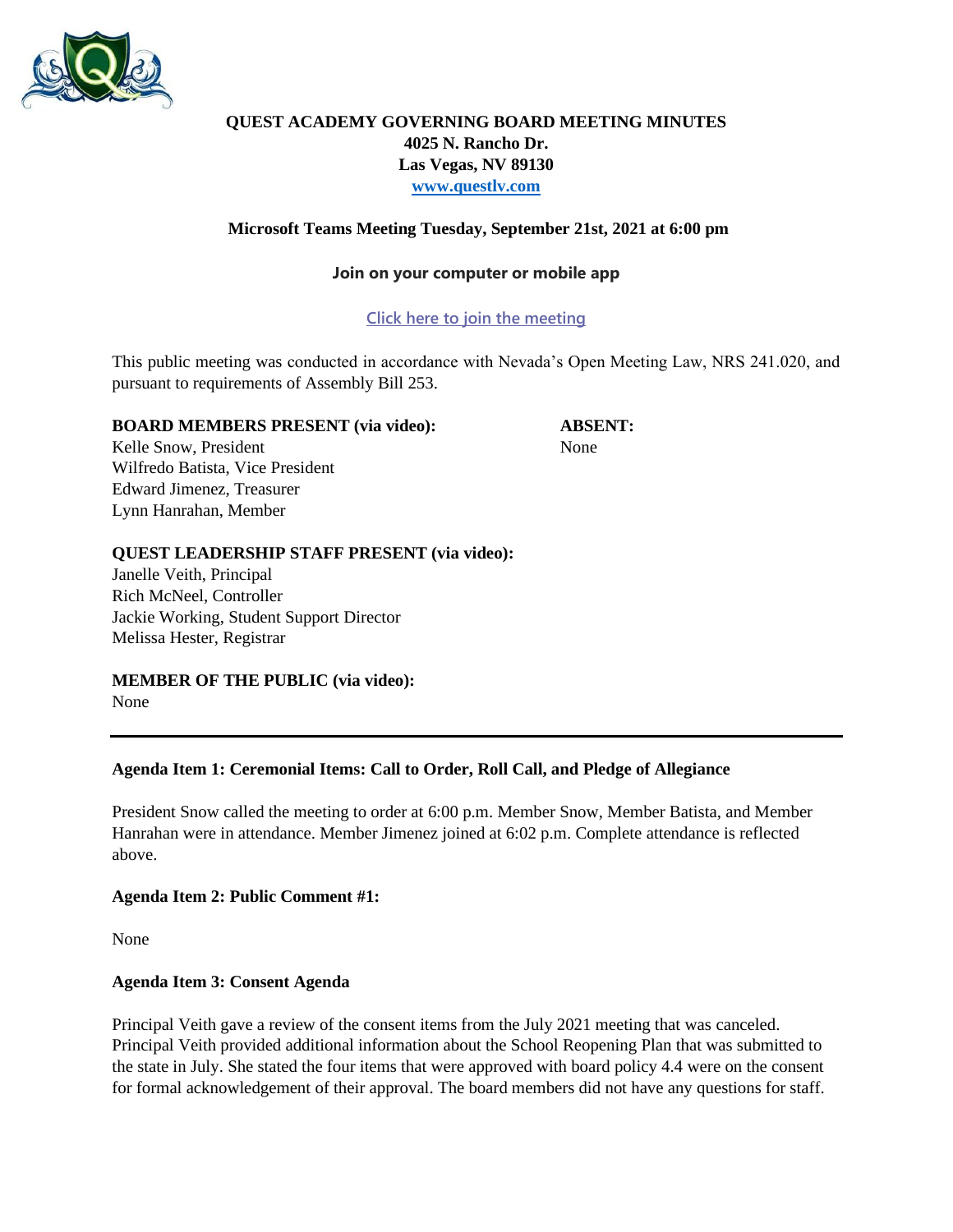# QUEST ACADEMY GOVERNING BOARD MEETING MINUTES

**4025 N. Rancho Dr.**
**Las Vegas, NV 89130**
**www.questlv.com**

**Microsoft Teams Meeting Tuesday, September 21st, 2021 at 6:00 pm**

**Join on your computer or mobile app**

Click here to join the meeting

This public meeting was conducted in accordance with Nevada's Open Meeting Law, NRS 241.020, and pursuant to requirements of Assembly Bill 253.

**BOARD MEMBERS PRESENT (via video):**
Kelle Snow, President
Wilfredo Batista, Vice President
Edward Jimenez, Treasurer
Lynn Hanrahan, Member

**ABSENT:**
None

**QUEST LEADERSHIP STAFF PRESENT (via video):**
Janelle Veith, Principal
Rich McNeel, Controller
Jackie Working, Student Support Director
Melissa Hester, Registrar

**MEMBER OF THE PUBLIC (via video):**
None

---

**Agenda Item 1: Ceremonial Items: Call to Order, Roll Call, and Pledge of Allegiance**

President Snow called the meeting to order at 6:00 p.m. Member Snow, Member Batista, and Member Hanrahan were in attendance. Member Jimenez joined at 6:02 p.m. Complete attendance is reflected above.

**Agenda Item 2: Public Comment #1:**

None

**Agenda Item 3: Consent Agenda**

Principal Veith gave a review of the consent items from the July 2021 meeting that was canceled. Principal Veith provided additional information about the School Reopening Plan that was submitted to the state in July. She stated the four items that were approved with board policy 4.4 were on the consent for formal acknowledgement of their approval. The board members did not have any questions for staff.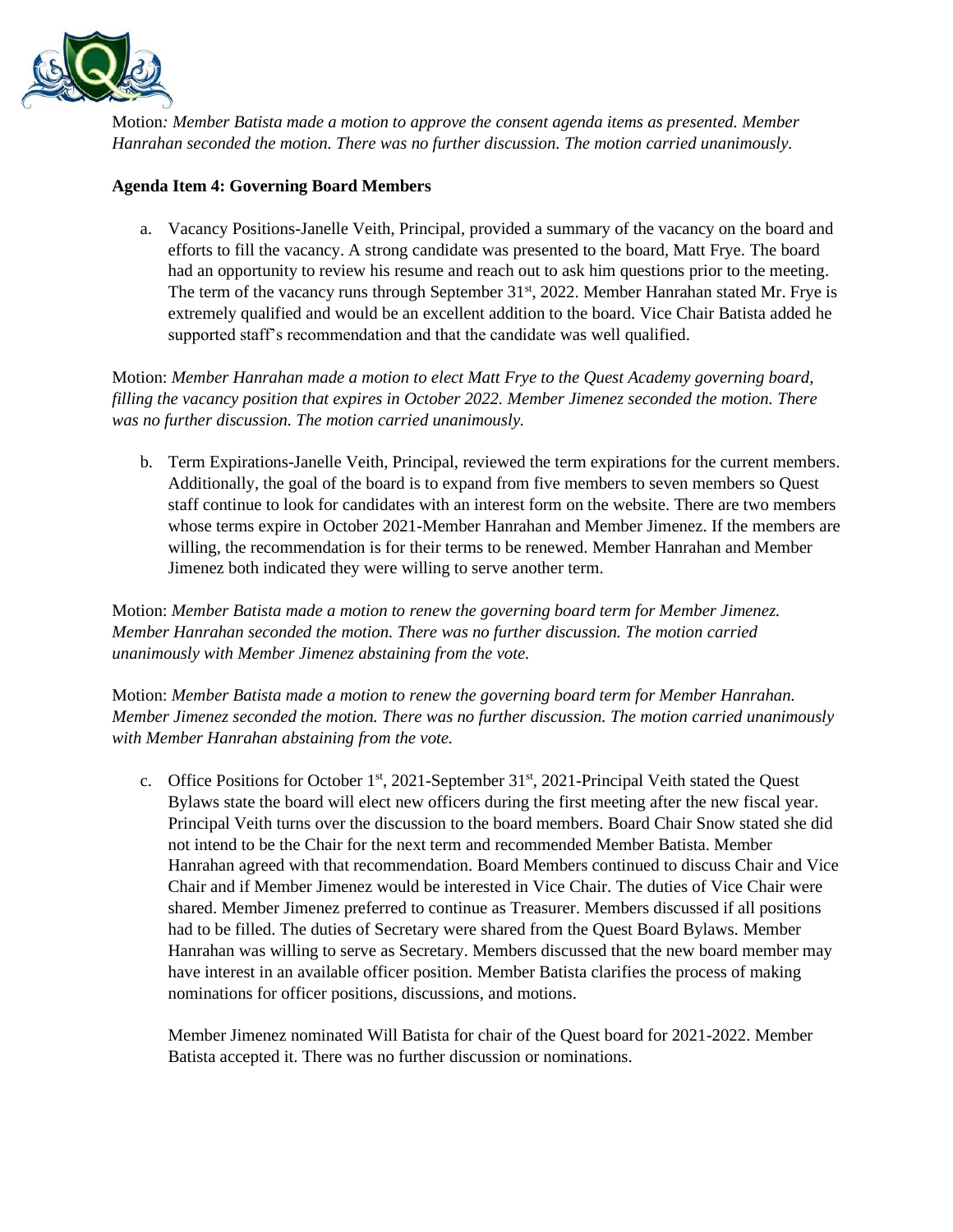Motion*: Member Batista made a motion to approve the consent agenda items as presented. Member Hanrahan seconded the motion. There was no further discussion. The motion carried unanimously.*

**Agenda Item 4: Governing Board Members**

a. Vacancy Positions-Janelle Veith, Principal, provided a summary of the vacancy on the board and efforts to fill the vacancy. A strong candidate was presented to the board, Matt Frye. The board had an opportunity to review his resume and reach out to ask him questions prior to the meeting. The term of the vacancy runs through September 31st, 2022. Member Hanrahan stated Mr. Frye is extremely qualified and would be an excellent addition to the board. Vice Chair Batista added he supported staff's recommendation and that the candidate was well qualified.

Motion: *Member Hanrahan made a motion to elect Matt Frye to the Quest Academy governing board, filling the vacancy position that expires in October 2022. Member Jimenez seconded the motion. There was no further discussion. The motion carried unanimously.*

b. Term Expirations-Janelle Veith, Principal, reviewed the term expirations for the current members. Additionally, the goal of the board is to expand from five members to seven members so Quest staff continue to look for candidates with an interest form on the website. There are two members whose terms expire in October 2021-Member Hanrahan and Member Jimenez. If the members are willing, the recommendation is for their terms to be renewed. Member Hanrahan and Member Jimenez both indicated they were willing to serve another term.

Motion: *Member Batista made a motion to renew the governing board term for Member Jimenez. Member Hanrahan seconded the motion. There was no further discussion. The motion carried unanimously with Member Jimenez abstaining from the vote.*

Motion: *Member Batista made a motion to renew the governing board term for Member Hanrahan. Member Jimenez seconded the motion. There was no further discussion. The motion carried unanimously with Member Hanrahan abstaining from the vote.*

c. Office Positions for October 1st, 2021-September 31st, 2021-Principal Veith stated the Quest Bylaws state the board will elect new officers during the first meeting after the new fiscal year. Principal Veith turns over the discussion to the board members. Board Chair Snow stated she did not intend to be the Chair for the next term and recommended Member Batista. Member Hanrahan agreed with that recommendation. Board Members continued to discuss Chair and Vice Chair and if Member Jimenez would be interested in Vice Chair. The duties of Vice Chair were shared. Member Jimenez preferred to continue as Treasurer. Members discussed if all positions had to be filled. The duties of Secretary were shared from the Quest Board Bylaws. Member Hanrahan was willing to serve as Secretary. Members discussed that the new board member may have interest in an available officer position. Member Batista clarifies the process of making nominations for officer positions, discussions, and motions.

   Member Jimenez nominated Will Batista for chair of the Quest board for 2021-2022. Member Batista accepted it. There was no further discussion or nominations.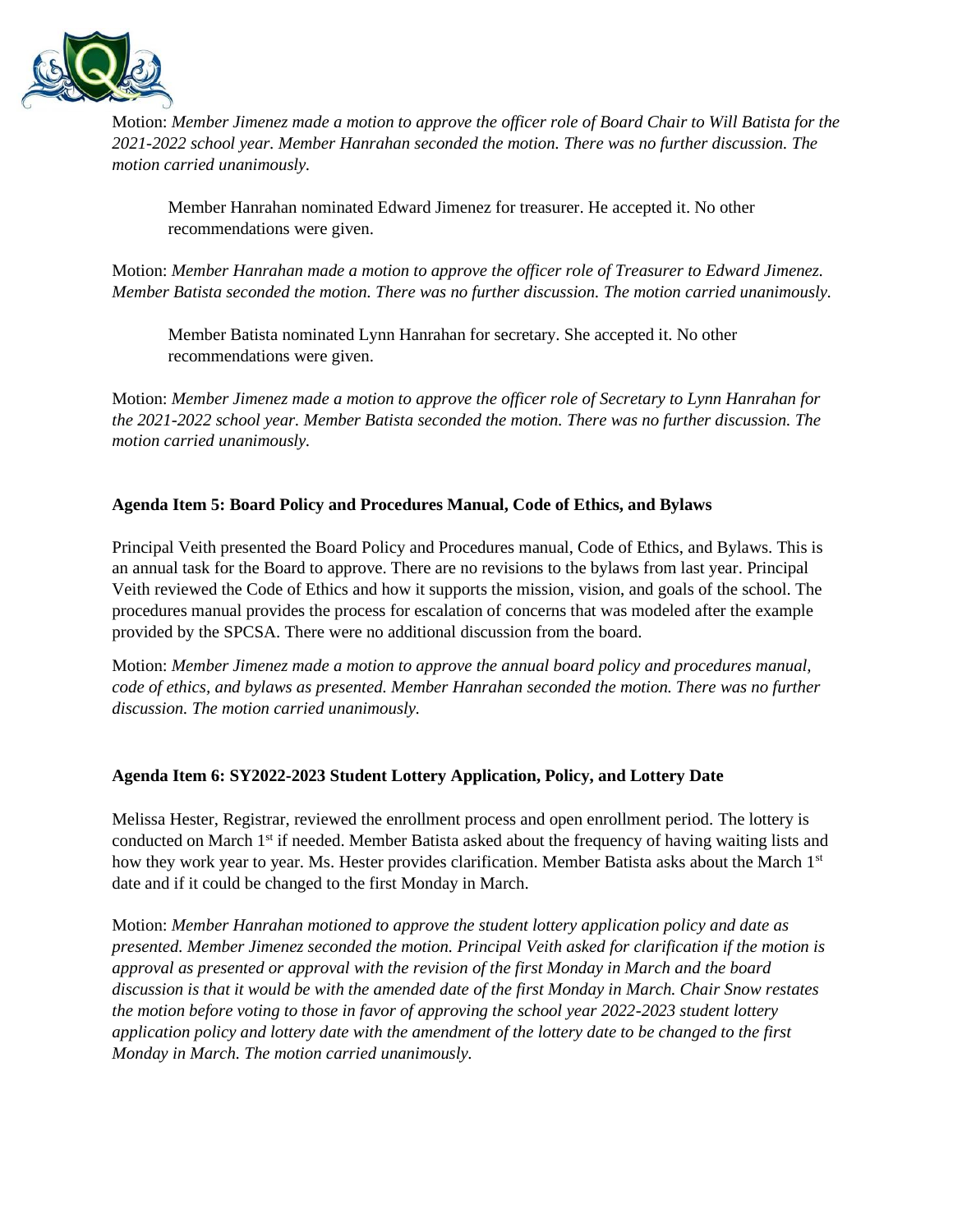Motion: *Member Jimenez made a motion to approve the officer role of Board Chair to Will Batista for the 2021-2022 school year. Member Hanrahan seconded the motion. There was no further discussion. The motion carried unanimously.*

Member Hanrahan nominated Edward Jimenez for treasurer. He accepted it. No other recommendations were given.

Motion: *Member Hanrahan made a motion to approve the officer role of Treasurer to Edward Jimenez. Member Batista seconded the motion. There was no further discussion. The motion carried unanimously.*

Member Batista nominated Lynn Hanrahan for secretary. She accepted it. No other recommendations were given.

Motion: *Member Jimenez made a motion to approve the officer role of Secretary to Lynn Hanrahan for the 2021-2022 school year. Member Batista seconded the motion. There was no further discussion. The motion carried unanimously.*

**Agenda Item 5: Board Policy and Procedures Manual, Code of Ethics, and Bylaws**

Principal Veith presented the Board Policy and Procedures manual, Code of Ethics, and Bylaws. This is an annual task for the Board to approve. There are no revisions to the bylaws from last year. Principal Veith reviewed the Code of Ethics and how it supports the mission, vision, and goals of the school. The procedures manual provides the process for escalation of concerns that was modeled after the example provided by the SPCSA. There were no additional discussion from the board.

Motion: *Member Jimenez made a motion to approve the annual board policy and procedures manual, code of ethics, and bylaws as presented. Member Hanrahan seconded the motion. There was no further discussion. The motion carried unanimously.*

**Agenda Item 6: SY2022-2023 Student Lottery Application, Policy, and Lottery Date**

Melissa Hester, Registrar, reviewed the enrollment process and open enrollment period. The lottery is conducted on March 1st if needed. Member Batista asked about the frequency of having waiting lists and how they work year to year. Ms. Hester provides clarification. Member Batista asks about the March 1st date and if it could be changed to the first Monday in March.

Motion: *Member Hanrahan motioned to approve the student lottery application policy and date as presented. Member Jimenez seconded the motion. Principal Veith asked for clarification if the motion is approval as presented or approval with the revision of the first Monday in March and the board discussion is that it would be with the amended date of the first Monday in March. Chair Snow restates the motion before voting to those in favor of approving the school year 2022-2023 student lottery application policy and lottery date with the amendment of the lottery date to be changed to the first Monday in March. The motion carried unanimously.*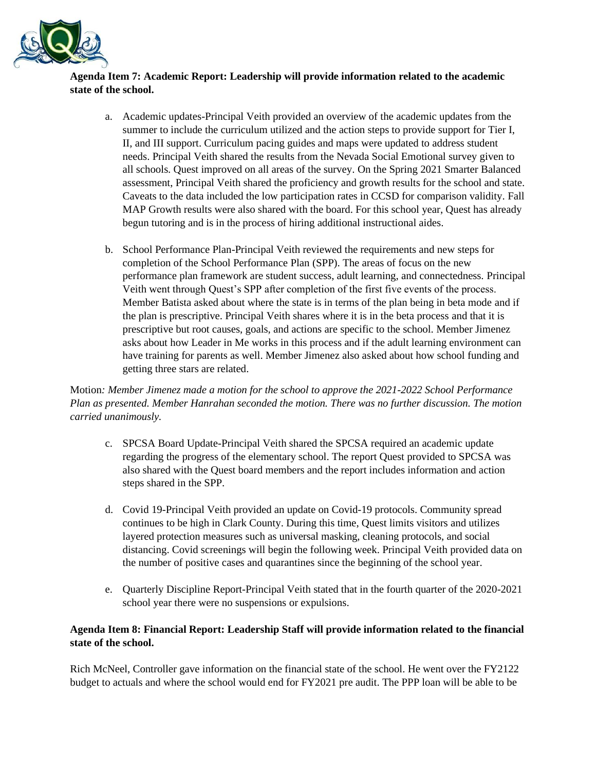**Agenda Item 7: Academic Report: Leadership will provide information related to the academic state of the school.**

a. Academic updates-Principal Veith provided an overview of the academic updates from the summer to include the curriculum utilized and the action steps to provide support for Tier I, II, and III support. Curriculum pacing guides and maps were updated to address student needs. Principal Veith shared the results from the Nevada Social Emotional survey given to all schools. Quest improved on all areas of the survey. On the Spring 2021 Smarter Balanced assessment, Principal Veith shared the proficiency and growth results for the school and state. Caveats to the data included the low participation rates in CCSD for comparison validity. Fall MAP Growth results were also shared with the board. For this school year, Quest has already begun tutoring and is in the process of hiring additional instructional aides.

b. School Performance Plan-Principal Veith reviewed the requirements and new steps for completion of the School Performance Plan (SPP). The areas of focus on the new performance plan framework are student success, adult learning, and connectedness. Principal Veith went through Quest's SPP after completion of the first five events of the process. Member Batista asked about where the state is in terms of the plan being in beta mode and if the plan is prescriptive. Principal Veith shares where it is in the beta process and that it is prescriptive but root causes, goals, and actions are specific to the school. Member Jimenez asks about how Leader in Me works in this process and if the adult learning environment can have training for parents as well. Member Jimenez also asked about how school funding and getting three stars are related.

Motion*: Member Jimenez made a motion for the school to approve the 2021-2022 School Performance Plan as presented. Member Hanrahan seconded the motion. There was no further discussion. The motion carried unanimously.*

c. SPCSA Board Update-Principal Veith shared the SPCSA required an academic update regarding the progress of the elementary school. The report Quest provided to SPCSA was also shared with the Quest board members and the report includes information and action steps shared in the SPP.

d. Covid 19-Principal Veith provided an update on Covid-19 protocols. Community spread continues to be high in Clark County. During this time, Quest limits visitors and utilizes layered protection measures such as universal masking, cleaning protocols, and social distancing. Covid screenings will begin the following week. Principal Veith provided data on the number of positive cases and quarantines since the beginning of the school year.

e. Quarterly Discipline Report-Principal Veith stated that in the fourth quarter of the 2020-2021 school year there were no suspensions or expulsions.

**Agenda Item 8: Financial Report: Leadership Staff will provide information related to the financial state of the school.**

Rich McNeel, Controller gave information on the financial state of the school. He went over the FY2122 budget to actuals and where the school would end for FY2021 pre audit. The PPP loan will be able to be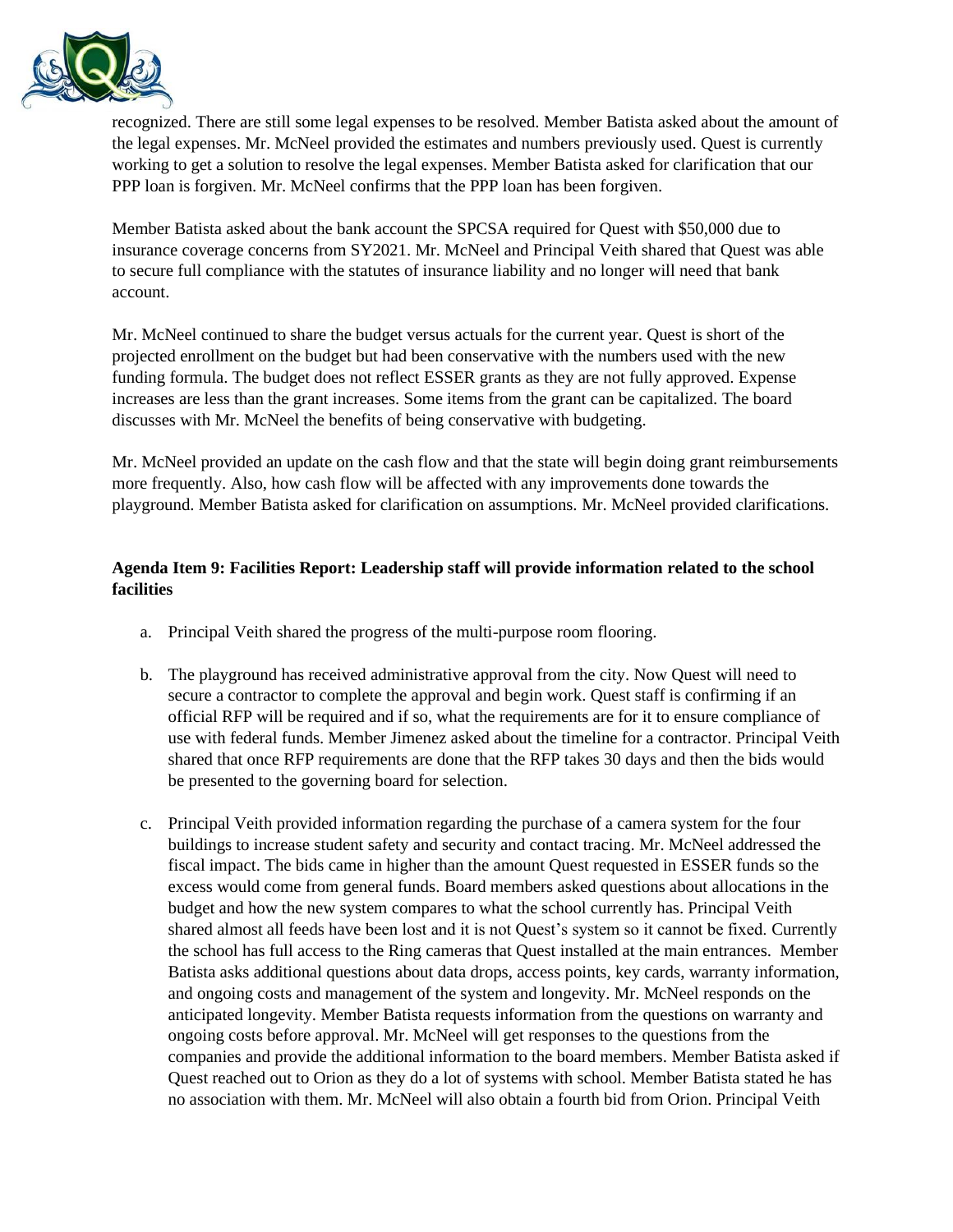recognized. There are still some legal expenses to be resolved. Member Batista asked about the amount of the legal expenses. Mr. McNeel provided the estimates and numbers previously used. Quest is currently working to get a solution to resolve the legal expenses. Member Batista asked for clarification that our PPP loan is forgiven. Mr. McNeel confirms that the PPP loan has been forgiven.

Member Batista asked about the bank account the SPCSA required for Quest with $50,000 due to insurance coverage concerns from SY2021. Mr. McNeel and Principal Veith shared that Quest was able to secure full compliance with the statutes of insurance liability and no longer will need that bank account.

Mr. McNeel continued to share the budget versus actuals for the current year. Quest is short of the projected enrollment on the budget but had been conservative with the numbers used with the new funding formula. The budget does not reflect ESSER grants as they are not fully approved. Expense increases are less than the grant increases. Some items from the grant can be capitalized. The board discusses with Mr. McNeel the benefits of being conservative with budgeting.

Mr. McNeel provided an update on the cash flow and that the state will begin doing grant reimbursements more frequently. Also, how cash flow will be affected with any improvements done towards the playground. Member Batista asked for clarification on assumptions. Mr. McNeel provided clarifications.

**Agenda Item 9: Facilities Report: Leadership staff will provide information related to the school facilities**

a. Principal Veith shared the progress of the multi-purpose room flooring.

b. The playground has received administrative approval from the city. Now Quest will need to secure a contractor to complete the approval and begin work. Quest staff is confirming if an official RFP will be required and if so, what the requirements are for it to ensure compliance of use with federal funds. Member Jimenez asked about the timeline for a contractor. Principal Veith shared that once RFP requirements are done that the RFP takes 30 days and then the bids would be presented to the governing board for selection.

c. Principal Veith provided information regarding the purchase of a camera system for the four buildings to increase student safety and security and contact tracing. Mr. McNeel addressed the fiscal impact. The bids came in higher than the amount Quest requested in ESSER funds so the excess would come from general funds. Board members asked questions about allocations in the budget and how the new system compares to what the school currently has. Principal Veith shared almost all feeds have been lost and it is not Quest's system so it cannot be fixed. Currently the school has full access to the Ring cameras that Quest installed at the main entrances. Member Batista asks additional questions about data drops, access points, key cards, warranty information, and ongoing costs and management of the system and longevity. Mr. McNeel responds on the anticipated longevity. Member Batista requests information from the questions on warranty and ongoing costs before approval. Mr. McNeel will get responses to the questions from the companies and provide the additional information to the board members. Member Batista asked if Quest reached out to Orion as they do a lot of systems with school. Member Batista stated he has no association with them. Mr. McNeel will also obtain a fourth bid from Orion. Principal Veith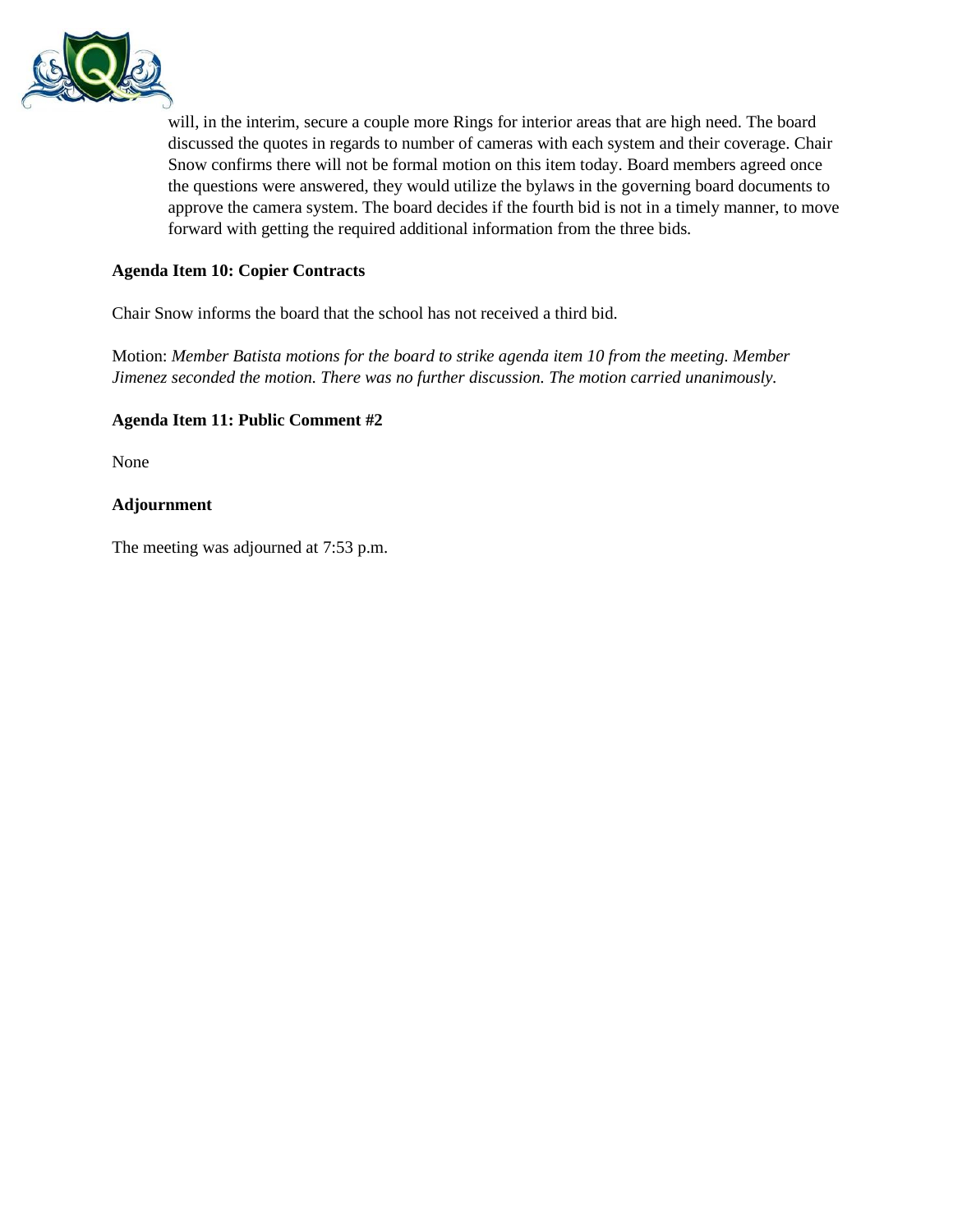will, in the interim, secure a couple more Rings for interior areas that are high need. The board discussed the quotes in regards to number of cameras with each system and their coverage. Chair Snow confirms there will not be formal motion on this item today. Board members agreed once the questions were answered, they would utilize the bylaws in the governing board documents to approve the camera system. The board decides if the fourth bid is not in a timely manner, to move forward with getting the required additional information from the three bids.

**Agenda Item 10: Copier Contracts**

Chair Snow informs the board that the school has not received a third bid.

Motion: *Member Batista motions for the board to strike agenda item 10 from the meeting. Member Jimenez seconded the motion. There was no further discussion. The motion carried unanimously.*

**Agenda Item 11: Public Comment #2**

None

**Adjournment**

The meeting was adjourned at 7:53 p.m.